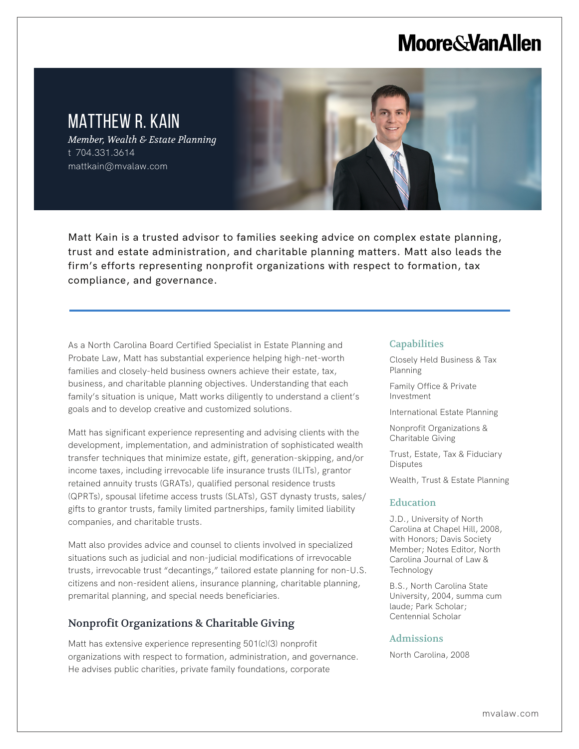Moore&VanAllen

# MATTHEW R. KAIN

*Member, Wealth & Estate Planning*
t 704.331.3614
mattkain@mvalaw.com

Matt Kain is a trusted advisor to families seeking advice on complex estate planning, trust and estate administration, and charitable planning matters. Matt also leads the firm's efforts representing nonprofit organizations with respect to formation, tax compliance, and governance.

As a North Carolina Board Certified Specialist in Estate Planning and Probate Law, Matt has substantial experience helping high-net-worth families and closely-held business owners achieve their estate, tax, business, and charitable planning objectives. Understanding that each family's situation is unique, Matt works diligently to understand a client's goals and to develop creative and customized solutions.

Matt has significant experience representing and advising clients with the development, implementation, and administration of sophisticated wealth transfer techniques that minimize estate, gift, generation-skipping, and/or income taxes, including irrevocable life insurance trusts (ILITs), grantor retained annuity trusts (GRATs), qualified personal residence trusts (QPRTs), spousal lifetime access trusts (SLATs), GST dynasty trusts, sales/gifts to grantor trusts, family limited partnerships, family limited liability companies, and charitable trusts.

Matt also provides advice and counsel to clients involved in specialized situations such as judicial and non-judicial modifications of irrevocable trusts, irrevocable trust "decantings," tailored estate planning for non-U.S. citizens and non-resident aliens, insurance planning, charitable planning, premarital planning, and special needs beneficiaries.

## Nonprofit Organizations & Charitable Giving

Matt has extensive experience representing 501(c)(3) nonprofit organizations with respect to formation, administration, and governance. He advises public charities, private family foundations, corporate

## Capabilities

Closely Held Business & Tax Planning

Family Office & Private Investment

International Estate Planning

Nonprofit Organizations & Charitable Giving

Trust, Estate, Tax & Fiduciary Disputes

Wealth, Trust & Estate Planning

## Education

J.D., University of North Carolina at Chapel Hill, 2008, with Honors; Davis Society Member; Notes Editor, North Carolina Journal of Law & Technology

B.S., North Carolina State University, 2004, summa cum laude; Park Scholar; Centennial Scholar

## Admissions

North Carolina, 2008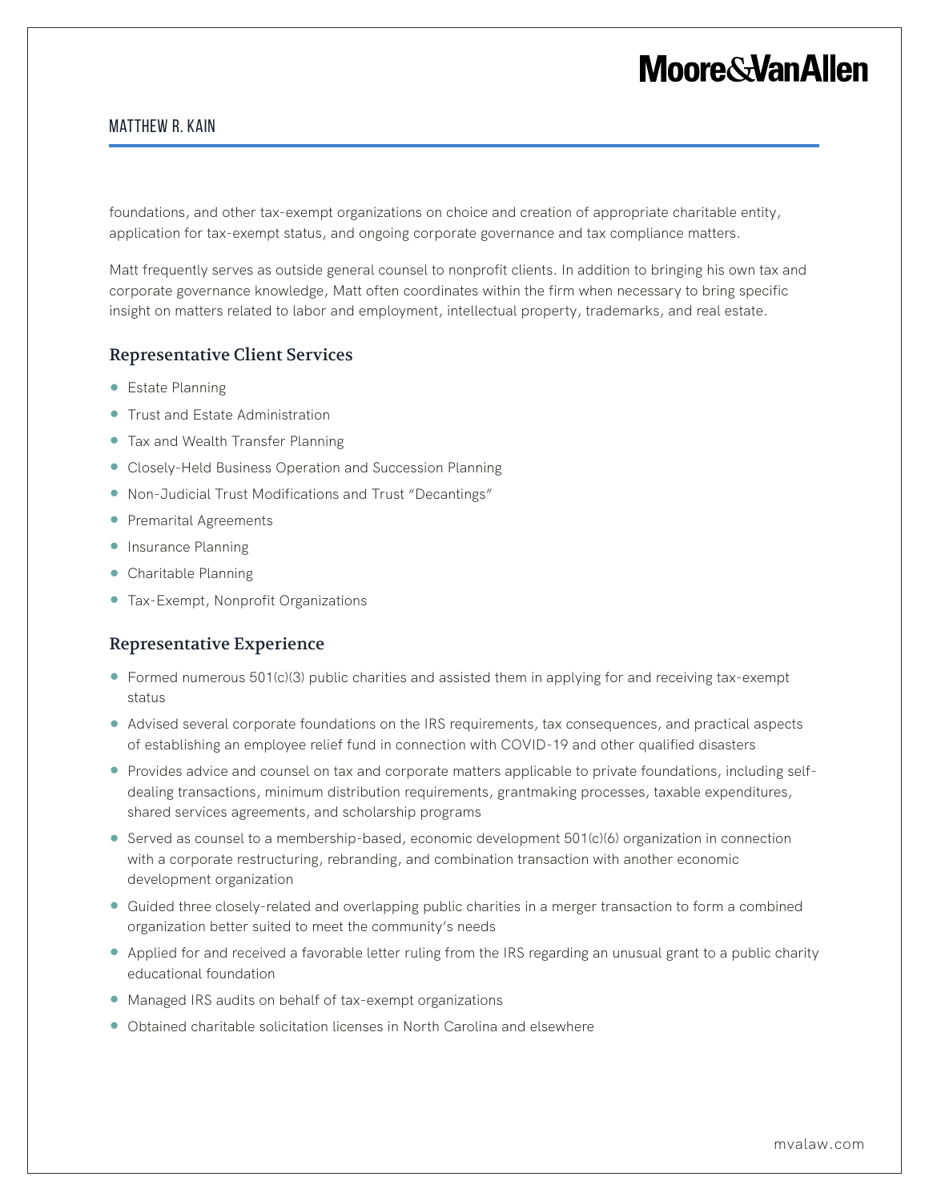foundations, and other tax-exempt organizations on choice and creation of appropriate charitable entity, application for tax-exempt status, and ongoing corporate governance and tax compliance matters.

Matt frequently serves as outside general counsel to nonprofit clients. In addition to bringing his own tax and corporate governance knowledge, Matt often coordinates within the firm when necessary to bring specific insight on matters related to labor and employment, intellectual property, trademarks, and real estate.

## Representative Client Services

- Estate Planning
- Trust and Estate Administration
- Tax and Wealth Transfer Planning
- Closely-Held Business Operation and Succession Planning
- Non-Judicial Trust Modifications and Trust "Decantings"
- Premarital Agreements
- Insurance Planning
- Charitable Planning
- Tax-Exempt, Nonprofit Organizations

## Representative Experience

- Formed numerous 501(c)(3) public charities and assisted them in applying for and receiving tax-exempt status
- Advised several corporate foundations on the IRS requirements, tax consequences, and practical aspects of establishing an employee relief fund in connection with COVID-19 and other qualified disasters
- Provides advice and counsel on tax and corporate matters applicable to private foundations, including self-dealing transactions, minimum distribution requirements, grantmaking processes, taxable expenditures, shared services agreements, and scholarship programs
- Served as counsel to a membership-based, economic development 501(c)(6) organization in connection with a corporate restructuring, rebranding, and combination transaction with another economic development organization
- Guided three closely-related and overlapping public charities in a merger transaction to form a combined organization better suited to meet the community's needs
- Applied for and received a favorable letter ruling from the IRS regarding an unusual grant to a public charity educational foundation
- Managed IRS audits on behalf of tax-exempt organizations
- Obtained charitable solicitation licenses in North Carolina and elsewhere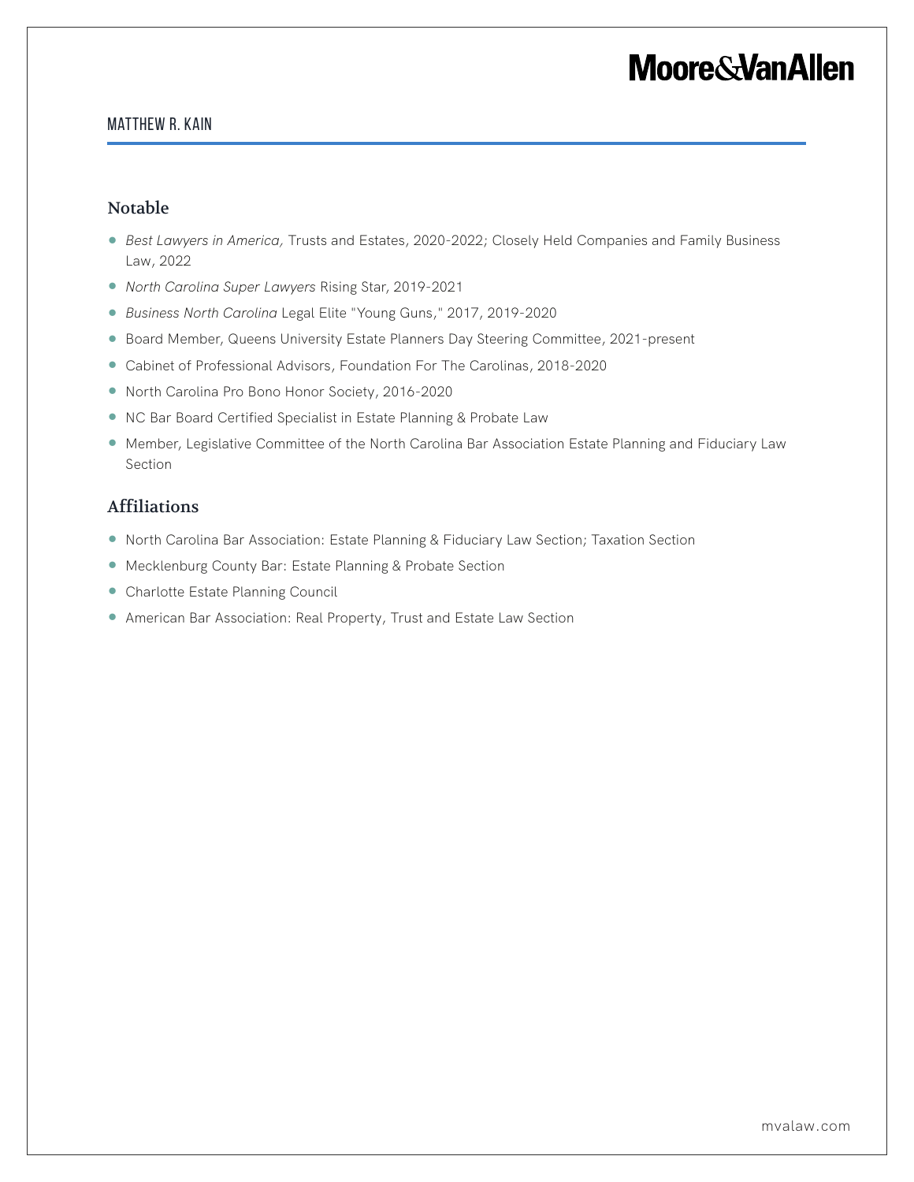## Notable

- *Best Lawyers in America,* Trusts and Estates, 2020-2022; Closely Held Companies and Family Business Law, 2022
- *North Carolina Super Lawyers* Rising Star, 2019-2021
- *Business North Carolina* Legal Elite "Young Guns," 2017, 2019-2020
- Board Member, Queens University Estate Planners Day Steering Committee, 2021-present
- Cabinet of Professional Advisors, Foundation For The Carolinas, 2018-2020
- North Carolina Pro Bono Honor Society, 2016-2020
- NC Bar Board Certified Specialist in Estate Planning & Probate Law
- Member, Legislative Committee of the North Carolina Bar Association Estate Planning and Fiduciary Law Section

## Affiliations

- North Carolina Bar Association: Estate Planning & Fiduciary Law Section; Taxation Section
- Mecklenburg County Bar: Estate Planning & Probate Section
- Charlotte Estate Planning Council
- American Bar Association: Real Property, Trust and Estate Law Section